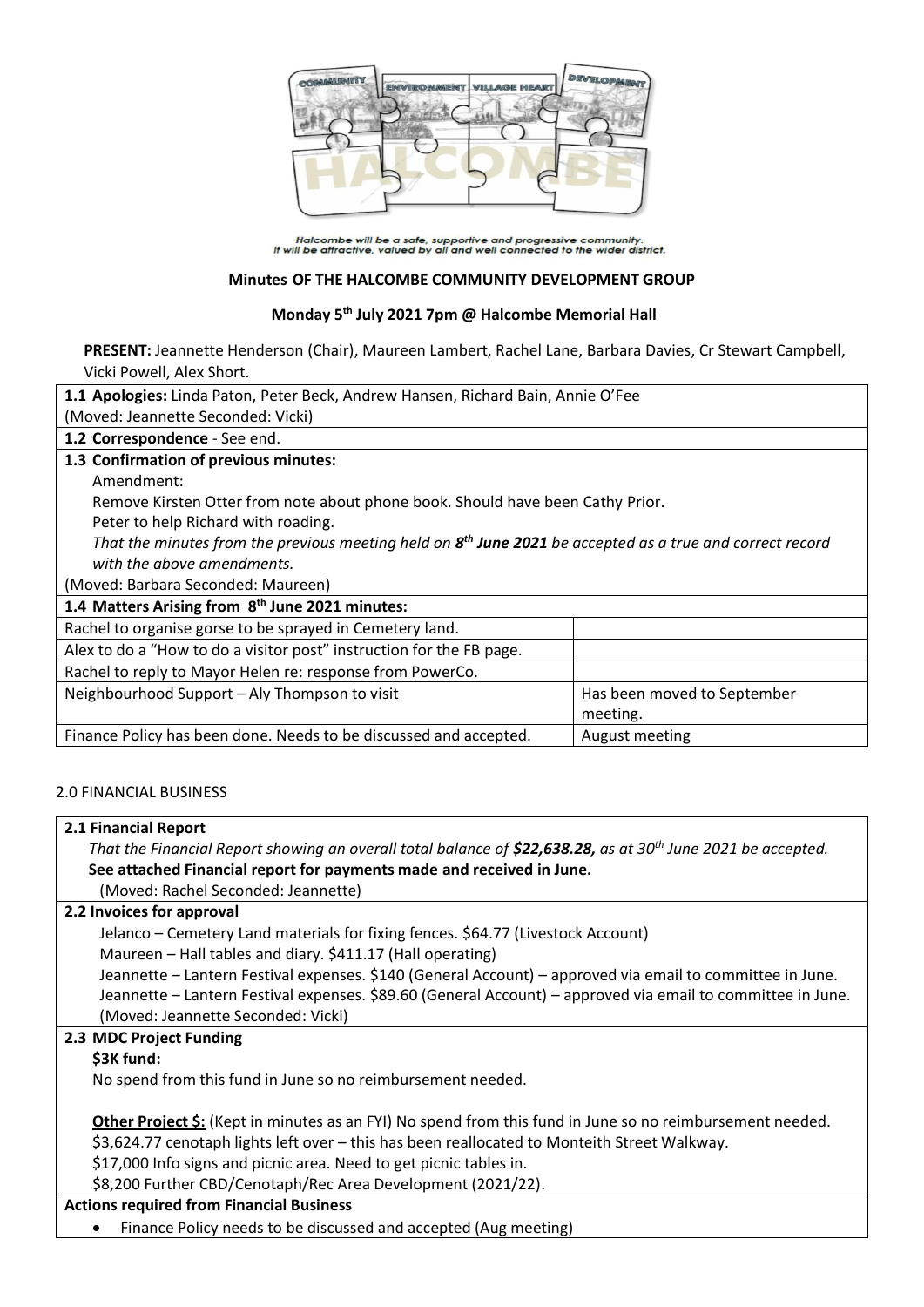Halcombe will be a safe, supportive and progressive community.
It will be attractive, valued by all and well connected to the wider district.

**Minutes OF THE HALCOMBE COMMUNITY DEVELOPMENT GROUP**

**Monday 5th July 2021 7pm @ Halcombe Memorial Hall**

**PRESENT:** Jeannette Henderson (Chair), Maureen Lambert, Rachel Lane, Barbara Davies, Cr Stewart Campbell, Vicki Powell, Alex Short.

**1.1 Apologies:** Linda Paton, Peter Beck, Andrew Hansen, Richard Bain, Annie O'Fee
(Moved: Jeannette Seconded: Vicki)

**1.2 Correspondence** - See end.

**1.3 Confirmation of previous minutes:**

Amendment:

Remove Kirsten Otter from note about phone book. Should have been Cathy Prior.

Peter to help Richard with roading.

*That the minutes from the previous meeting held on **8th June 2021** be accepted as a true and correct record with the above amendments.*

(Moved: Barbara Seconded: Maureen)

**1.4 Matters Arising from 8th June 2021 minutes:**

| | |
|---|---|
| Rachel to organise gorse to be sprayed in Cemetery land. | |
| Alex to do a "How to do a visitor post" instruction for the FB page. | |
| Rachel to reply to Mayor Helen re: response from PowerCo. | |
| Neighbourhood Support – Aly Thompson to visit | Has been moved to September meeting. |
| Finance Policy has been done. Needs to be discussed and accepted. | August meeting |

2.0 FINANCIAL BUSINESS

**2.1 Financial Report**

*That the Financial Report showing an overall total balance of **$22,638.28,** as at 30th June 2021 be accepted.*

**See attached Financial report for payments made and received in June.**

(Moved: Rachel Seconded: Jeannette)

**2.2 Invoices for approval**

Jelanco – Cemetery Land materials for fixing fences. $64.77 (Livestock Account)

Maureen – Hall tables and diary. $411.17 (Hall operating)

Jeannette – Lantern Festival expenses. $140 (General Account) – approved via email to committee in June.

Jeannette – Lantern Festival expenses. $89.60 (General Account) – approved via email to committee in June.

(Moved: Jeannette Seconded: Vicki)

**2.3 MDC Project Funding**

**$3K fund:**

No spend from this fund in June so no reimbursement needed.

**Other Project $:** (Kept in minutes as an FYI) No spend from this fund in June so no reimbursement needed.

$3,624.77 cenotaph lights left over – this has been reallocated to Monteith Street Walkway.

$17,000 Info signs and picnic area. Need to get picnic tables in.

$8,200 Further CBD/Cenotaph/Rec Area Development (2021/22).

**Actions required from Financial Business**

- Finance Policy needs to be discussed and accepted (Aug meeting)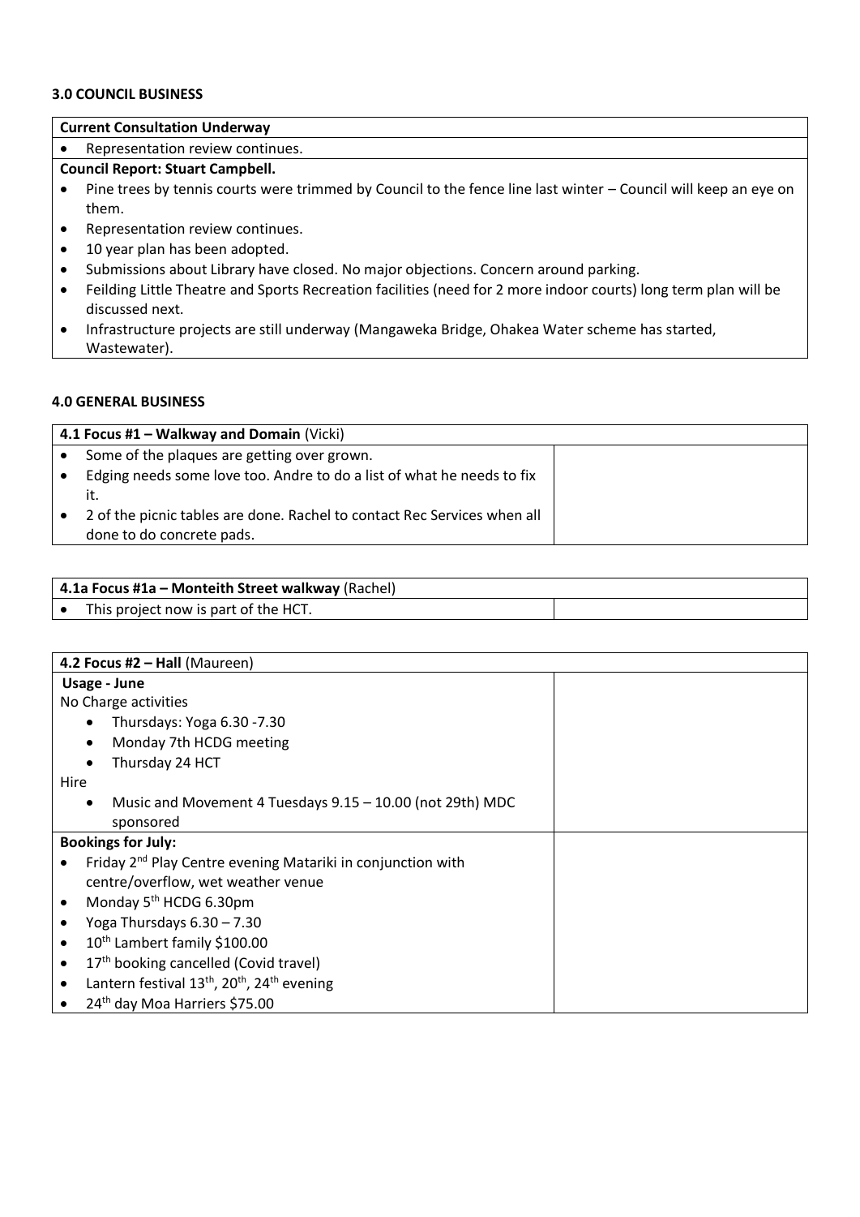### 3.0 COUNCIL BUSINESS

| **Current Consultation Underway** |
|---|
| • Representation review continues. |
| **Council Report: Stuart Campbell.** |
| • Pine trees by tennis courts were trimmed by Council to the fence line last winter – Council will keep an eye on them.<br>• Representation review continues.<br>• 10 year plan has been adopted.<br>• Submissions about Library have closed. No major objections. Concern around parking.<br>• Feilding Little Theatre and Sports Recreation facilities (need for 2 more indoor courts) long term plan will be discussed next.<br>• Infrastructure projects are still underway (Mangaweka Bridge, Ohakea Water scheme has started, Wastewater). |

### 4.0 GENERAL BUSINESS

| **4.1 Focus #1 – Walkway and Domain** (Vicki) | |
|---|---|
| • Some of the plaques are getting over grown.<br>• Edging needs some love too. Andre to do a list of what he needs to fix it.<br>• 2 of the picnic tables are done. Rachel to contact Rec Services when all done to do concrete pads. | |

| **4.1a Focus #1a – Monteith Street walkway** (Rachel) | |
|---|---|
| • This project now is part of the HCT. | |

| **4.2 Focus #2 – Hall** (Maureen) | |
|---|---|
| **Usage - June**<br>No Charge activities<br>• Thursdays: Yoga 6.30 -7.30<br>• Monday 7th HCDG meeting<br>• Thursday 24 HCT<br>Hire<br>• Music and Movement 4 Tuesdays 9.15 – 10.00 (not 29th) MDC sponsored | |
| **Bookings for July:**<br>• Friday 2nd Play Centre evening Matariki in conjunction with centre/overflow, wet weather venue<br>• Monday 5th HCDG 6.30pm<br>• Yoga Thursdays 6.30 – 7.30<br>• 10th Lambert family $100.00<br>• 17th booking cancelled (Covid travel)<br>• Lantern festival 13th, 20th, 24th evening<br>• 24th day Moa Harriers $75.00 | |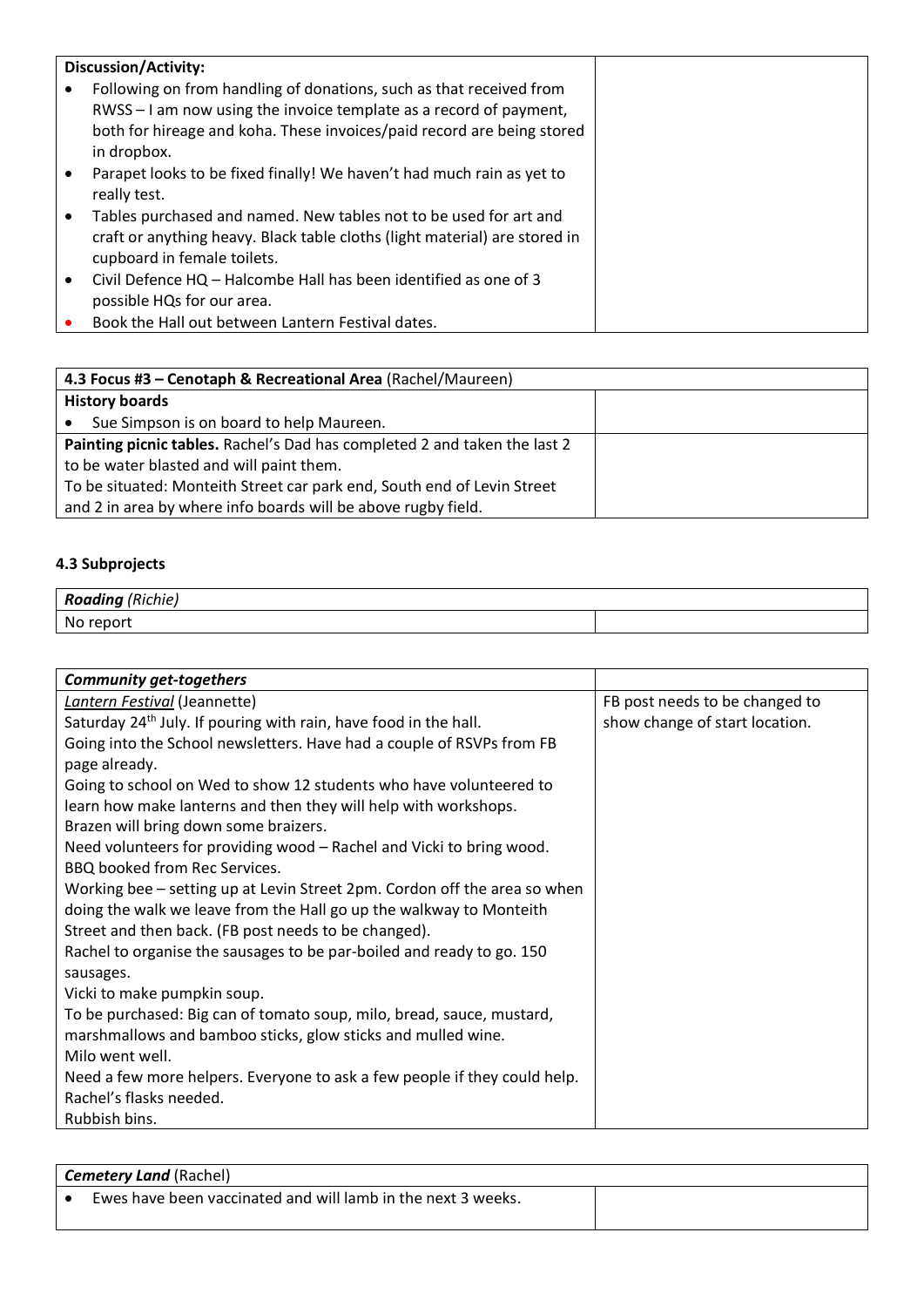| **Discussion/Activity:** | |
| --- | --- |
| • Following on from handling of donations, such as that received from RWSS – I am now using the invoice template as a record of payment, both for hireage and koha. These invoices/paid record are being stored in dropbox.<br>• Parapet looks to be fixed finally! We haven't had much rain as yet to really test.<br>• Tables purchased and named. New tables not to be used for art and craft or anything heavy. Black table cloths (light material) are stored in cupboard in female toilets.<br>• Civil Defence HQ – Halcombe Hall has been identified as one of 3 possible HQs for our area.<br>• Book the Hall out between Lantern Festival dates. | |

| **4.3 Focus #3 – Cenotaph & Recreational Area** (Rachel/Maureen) | |
| --- | --- |
| **History boards** | |
| • Sue Simpson is on board to help Maureen. | |
| **Painting picnic tables.** Rachel's Dad has completed 2 and taken the last 2 to be water blasted and will paint them.<br>To be situated: Monteith Street car park end, South end of Levin Street and 2 in area by where info boards will be above rugby field. | |

**4.3 Subprojects**

| ***Roading*** *(Richie)* | |
| --- | --- |
| No report | |

| ***Community get-togethers*** | |
| --- | --- |
| *Lantern Festival* (Jeannette)<br>Saturday 24th July. If pouring with rain, have food in the hall.<br>Going into the School newsletters. Have had a couple of RSVPs from FB page already.<br>Going to school on Wed to show 12 students who have volunteered to learn how make lanterns and then they will help with workshops.<br>Brazen will bring down some braizers.<br>Need volunteers for providing wood – Rachel and Vicki to bring wood.<br>BBQ booked from Rec Services.<br>Working bee – setting up at Levin Street 2pm. Cordon off the area so when doing the walk we leave from the Hall go up the walkway to Monteith Street and then back. (FB post needs to be changed).<br>Rachel to organise the sausages to be par-boiled and ready to go. 150 sausages.<br>Vicki to make pumpkin soup.<br>To be purchased: Big can of tomato soup, milo, bread, sauce, mustard, marshmallows and bamboo sticks, glow sticks and mulled wine.<br>Milo went well.<br>Need a few more helpers. Everyone to ask a few people if they could help.<br>Rachel's flasks needed.<br>Rubbish bins. | FB post needs to be changed to show change of start location. |

| ***Cemetery Land*** (Rachel) | |
| --- | --- |
| • Ewes have been vaccinated and will lamb in the next 3 weeks. | |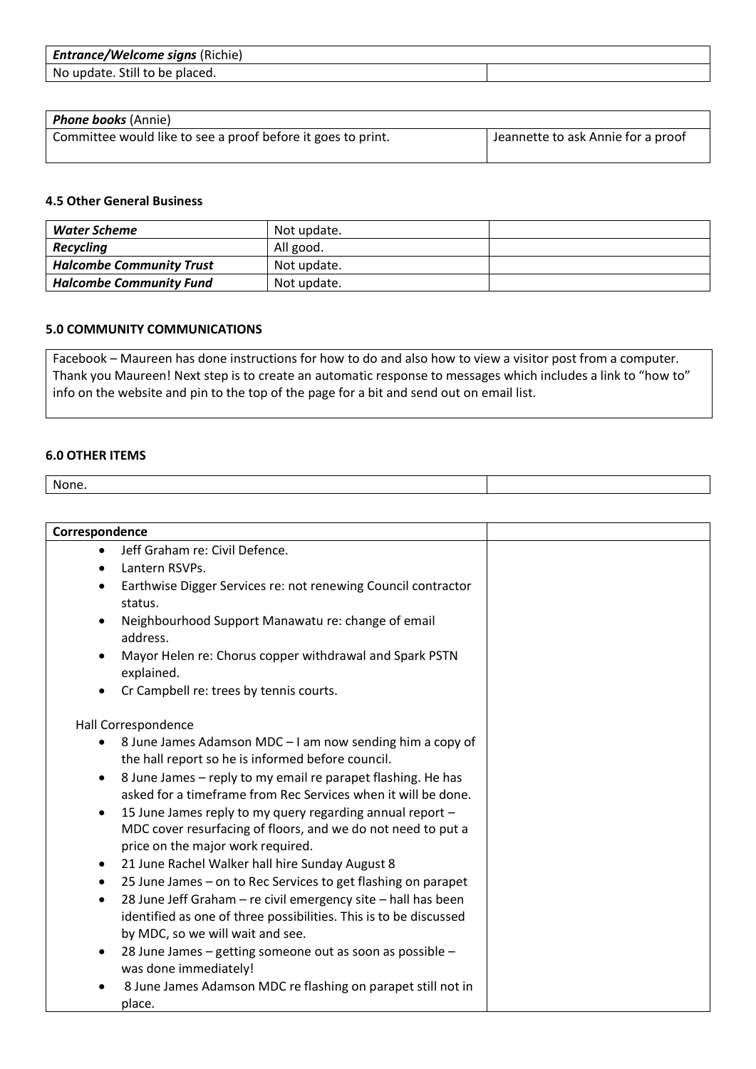| *Entrance/Welcome signs* (Richie) | |
|---|---|
| No update. Still to be placed. | |

| *Phone books* (Annie) | |
|---|---|
| Committee would like to see a proof before it goes to print. | Jeannette to ask Annie for a proof |

#### 4.5 Other General Business

| | | |
|---|---|---|
| ***Water Scheme*** | Not update. | |
| ***Recycling*** | All good. | |
| ***Halcombe Community Trust*** | Not update. | |
| ***Halcombe Community Fund*** | Not update. | |

### 5.0 COMMUNITY COMMUNICATIONS

Facebook – Maureen has done instructions for how to do and also how to view a visitor post from a computer. Thank you Maureen! Next step is to create an automatic response to messages which includes a link to "how to" info on the website and pin to the top of the page for a bit and send out on email list.

### 6.0 OTHER ITEMS

| | |
|---|---|
| None. | |

**Correspondence**

- Jeff Graham re: Civil Defence.
- Lantern RSVPs.
- Earthwise Digger Services re: not renewing Council contractor status.
- Neighbourhood Support Manawatu re: change of email address.
- Mayor Helen re: Chorus copper withdrawal and Spark PSTN explained.
- Cr Campbell re: trees by tennis courts.

Hall Correspondence

- 8 June James Adamson MDC – I am now sending him a copy of the hall report so he is informed before council.
- 8 June James – reply to my email re parapet flashing. He has asked for a timeframe from Rec Services when it will be done.
- 15 June James reply to my query regarding annual report – MDC cover resurfacing of floors, and we do not need to put a price on the major work required.
- 21 June Rachel Walker hall hire Sunday August 8
- 25 June James – on to Rec Services to get flashing on parapet
- 28 June Jeff Graham – re civil emergency site – hall has been identified as one of three possibilities. This is to be discussed by MDC, so we will wait and see.
- 28 June James – getting someone out as soon as possible – was done immediately!
- 8 June James Adamson MDC re flashing on parapet still not in place.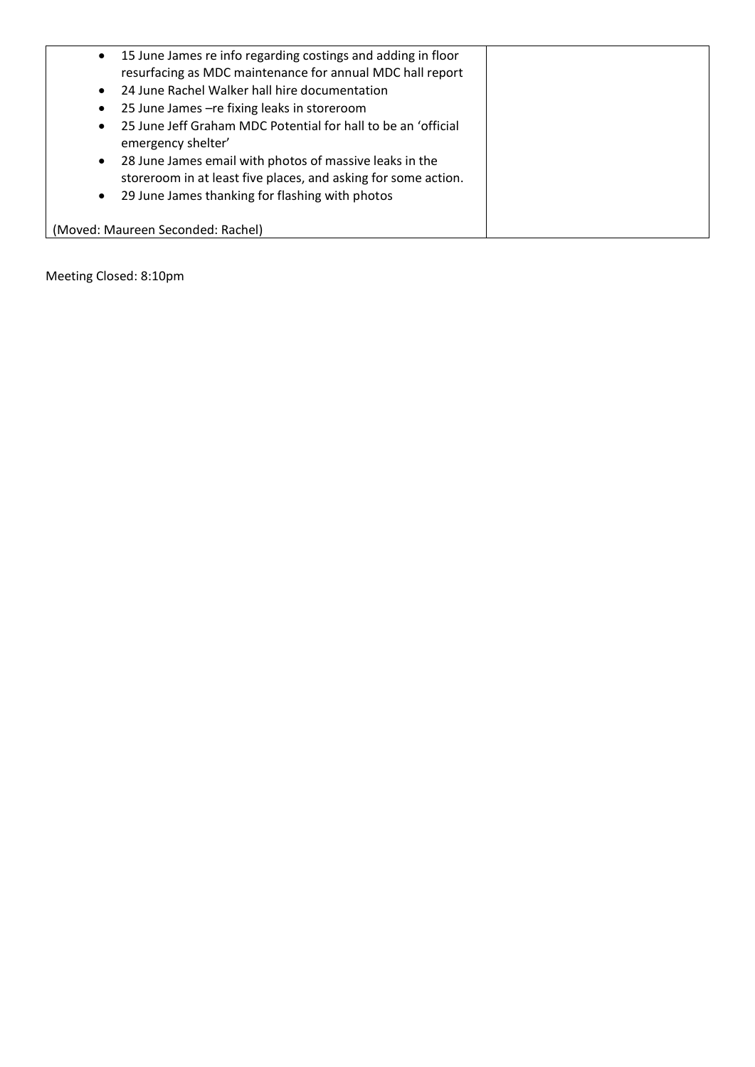| | |
|---|---|
| • 15 June James re info regarding costings and adding in floor resurfacing as MDC maintenance for annual MDC hall report<br>• 24 June Rachel Walker hall hire documentation<br>• 25 June James –re fixing leaks in storeroom<br>• 25 June Jeff Graham MDC Potential for hall to be an 'official emergency shelter'<br>• 28 June James email with photos of massive leaks in the storeroom in at least five places, and asking for some action.<br>• 29 June James thanking for flashing with photos<br><br>(Moved: Maureen Seconded: Rachel) | |

Meeting Closed: 8:10pm